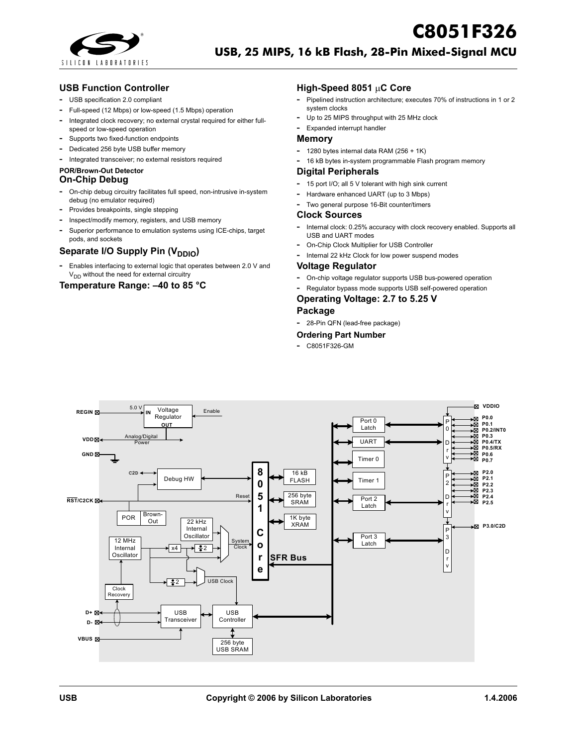# C8051F326

## USB, 25 MIPS, 16 kB Flash, 28-Pin Mixed-Signal MCU

### USB Function Controller

- USB specification 2.0 compliant
- Full-speed (12 Mbps) or low-speed (1.5 Mbps) operation
- Integrated clock recovery; no external crystal required for either full-speed or low-speed operation
- Supports two fixed-function endpoints
- Dedicated 256 byte USB buffer memory
- Integrated transceiver; no external resistors required

**POR/Brown-Out Detector**

### On-Chip Debug

- On-chip debug circuitry facilitates full speed, non-intrusive in-system debug (no emulator required)
- Provides breakpoints, single stepping
- Inspect/modify memory, registers, and USB memory
- Superior performance to emulation systems using ICE-chips, target pods, and sockets

### Separate I/O Supply Pin ($V_{DDIO}$)

- Enables interfacing to external logic that operates between 2.0 V and $V_{DD}$ without the need for external circuitry

### Temperature Range: –40 to 85 °C

### High-Speed 8051 µC Core

- Pipelined instruction architecture; executes 70% of instructions in 1 or 2 system clocks
- Up to 25 MIPS throughput with 25 MHz clock
- Expanded interrupt handler

### Memory

- 1280 bytes internal data RAM (256 + 1K)
- 16 kB bytes in-system programmable Flash program memory

### Digital Peripherals

- 15 port I/O; all 5 V tolerant with high sink current
- Hardware enhanced UART (up to 3 Mbps)
- Two general purpose 16-Bit counter/timers

### Clock Sources

- Internal clock: 0.25% accuracy with clock recovery enabled. Supports all USB and UART modes
- On-Chip Clock Multiplier for USB Controller
- Internal 22 kHz Clock for low power suspend modes

### Voltage Regulator

- On-chip voltage regulator supports USB bus-powered operation
- Regulator bypass mode supports USB self-powered operation

### Operating Voltage: 2.7 to 5.25 V

### Package

- 28-Pin QFN (lead-free package)

### Ordering Part Number

- C8051F326-GM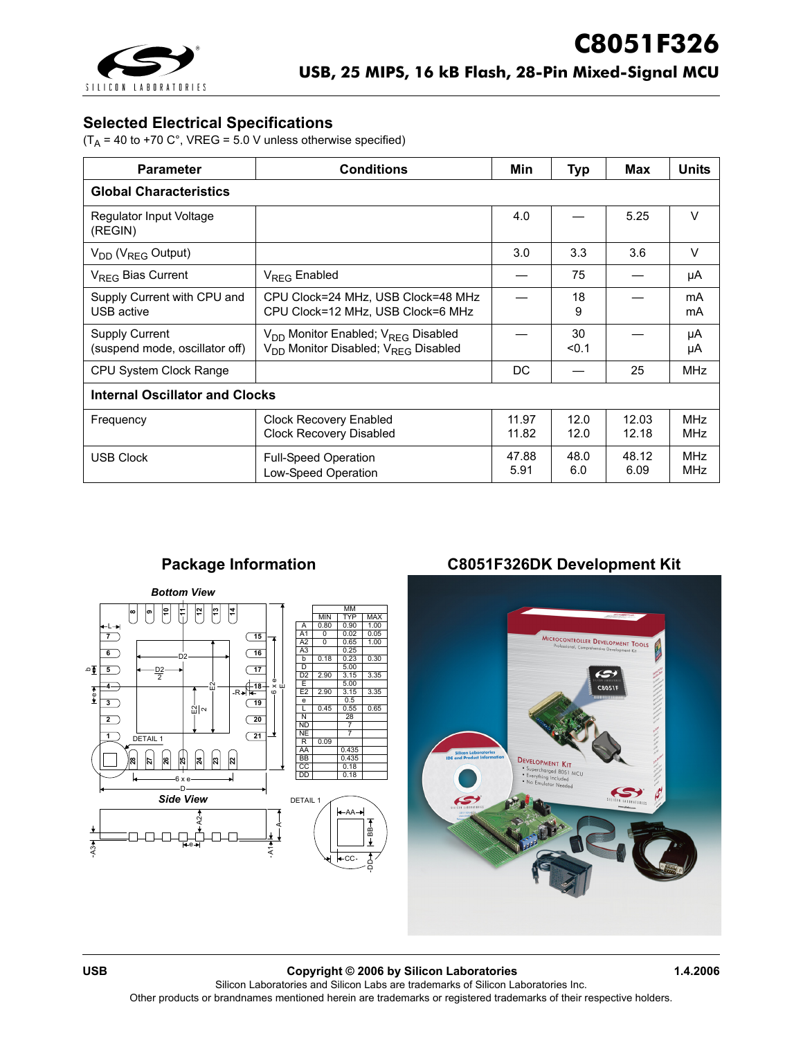# C8051F326

## USB, 25 MIPS, 16 kB Flash, 28-Pin Mixed-Signal MCU

### Selected Electrical Specifications

($T_A$ = 40 to +70 C°, VREG = 5.0 V unless otherwise specified)

| Parameter | Conditions | Min | Typ | Max | Units |
|---|---|---|---|---|---|
| **Global Characteristics** | | | | | |
| Regulator Input Voltage (REGIN) | | 4.0 | — | 5.25 | V |
| $V_{DD}$ ($V_{REG}$ Output) | | 3.0 | 3.3 | 3.6 | V |
| $V_{REG}$ Bias Current | $V_{REG}$ Enabled | — | 75 | — | µA |
| Supply Current with CPU and USB active | CPU Clock=24 MHz, USB Clock=48 MHz<br>CPU Clock=12 MHz, USB Clock=6 MHz | — | 18<br>9 | — | mA<br>mA |
| Supply Current (suspend mode, oscillator off) | $V_{DD}$ Monitor Enabled; $V_{REG}$ Disabled<br>$V_{DD}$ Monitor Disabled; $V_{REG}$ Disabled | — | 30<br><0.1 | — | µA<br>µA |
| CPU System Clock Range | | DC | — | 25 | MHz |
| **Internal Oscillator and Clocks** | | | | | |
| Frequency | Clock Recovery Enabled<br>Clock Recovery Disabled | 11.97<br>11.82 | 12.0<br>12.0 | 12.03<br>12.18 | MHz<br>MHz |
| USB Clock | Full-Speed Operation<br>Low-Speed Operation | 47.88<br>5.91 | 48.0<br>6.0 | 48.12<br>6.09 | MHz<br>MHz |

### Package Information

*Bottom View*

*Side View*

DETAIL 1

| | MM | | |
|---|---|---|---|
| | MIN | TYP | MAX |
| A | 0.80 | 0.90 | 1.00 |
| A1 | 0 | 0.02 | 0.05 |
| A2 | 0 | 0.65 | 1.00 |
| A3 | | 0.25 | |
| b | 0.18 | 0.23 | 0.30 |
| D | | 5.00 | |
| D2 | 2.90 | 3.15 | 3.35 |
| E | | 5.00 | |
| E2 | 2.90 | 3.15 | 3.35 |
| e | | 0.5 | |
| L | 0.45 | 0.55 | 0.65 |
| N | | 28 | |
| ND | | 7 | |
| NE | | 7 | |
| R | 0.09 | | |
| AA | | 0.435 | |
| BB | | 0.435 | |
| CC | | 0.18 | |
| DD | | 0.18 | |

### C8051F326DK Development Kit

USB | Copyright © 2006 by Silicon Laboratories | 1.4.2006

Silicon Laboratories and Silicon Labs are trademarks of Silicon Laboratories Inc.
Other products or brandnames mentioned herein are trademarks or registered trademarks of their respective holders.